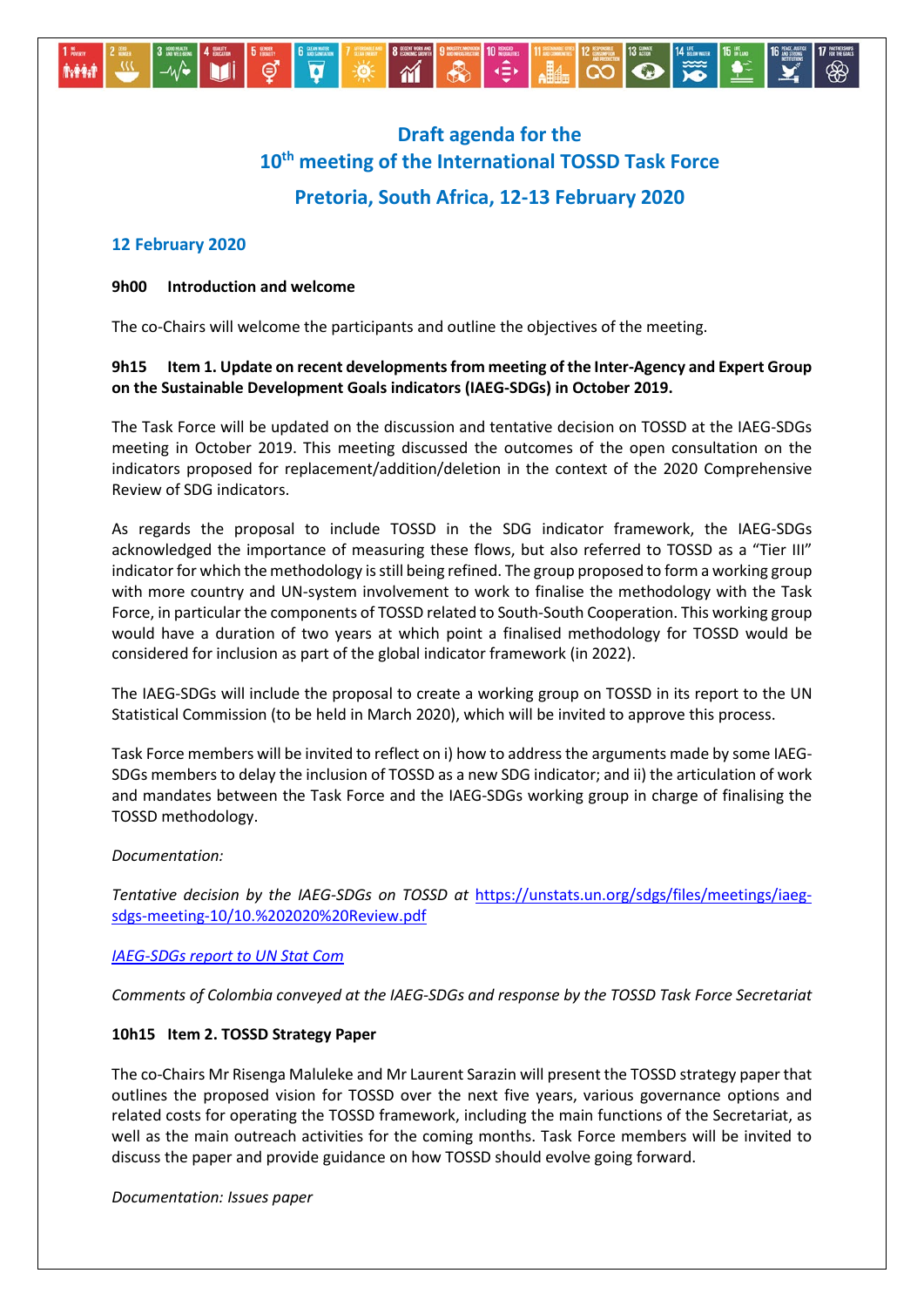# Draft agenda for the
# 10th meeting of the International TOSSD Task Force
# Pretoria, South Africa, 12-13 February 2020

## 12 February 2020

**9h00 Introduction and welcome**

The co-Chairs will welcome the participants and outline the objectives of the meeting.

**9h15 Item 1. Update on recent developments from meeting of the Inter-Agency and Expert Group on the Sustainable Development Goals indicators (IAEG-SDGs) in October 2019.**

The Task Force will be updated on the discussion and tentative decision on TOSSD at the IAEG-SDGs meeting in October 2019. This meeting discussed the outcomes of the open consultation on the indicators proposed for replacement/addition/deletion in the context of the 2020 Comprehensive Review of SDG indicators.

As regards the proposal to include TOSSD in the SDG indicator framework, the IAEG-SDGs acknowledged the importance of measuring these flows, but also referred to TOSSD as a "Tier III" indicator for which the methodology is still being refined. The group proposed to form a working group with more country and UN-system involvement to work to finalise the methodology with the Task Force, in particular the components of TOSSD related to South-South Cooperation. This working group would have a duration of two years at which point a finalised methodology for TOSSD would be considered for inclusion as part of the global indicator framework (in 2022).

The IAEG-SDGs will include the proposal to create a working group on TOSSD in its report to the UN Statistical Commission (to be held in March 2020), which will be invited to approve this process.

Task Force members will be invited to reflect on i) how to address the arguments made by some IAEG-SDGs members to delay the inclusion of TOSSD as a new SDG indicator; and ii) the articulation of work and mandates between the Task Force and the IAEG-SDGs working group in charge of finalising the TOSSD methodology.

*Documentation:*

*Tentative decision by the IAEG-SDGs on TOSSD at* https://unstats.un.org/sdgs/files/meetings/iaeg-sdgs-meeting-10/10.%202020%20Review.pdf

*IAEG-SDGs report to UN Stat Com*

*Comments of Colombia conveyed at the IAEG-SDGs and response by the TOSSD Task Force Secretariat*

**10h15 Item 2. TOSSD Strategy Paper**

The co-Chairs Mr Risenga Maluleke and Mr Laurent Sarazin will present the TOSSD strategy paper that outlines the proposed vision for TOSSD over the next five years, various governance options and related costs for operating the TOSSD framework, including the main functions of the Secretariat, as well as the main outreach activities for the coming months. Task Force members will be invited to discuss the paper and provide guidance on how TOSSD should evolve going forward.

*Documentation: Issues paper*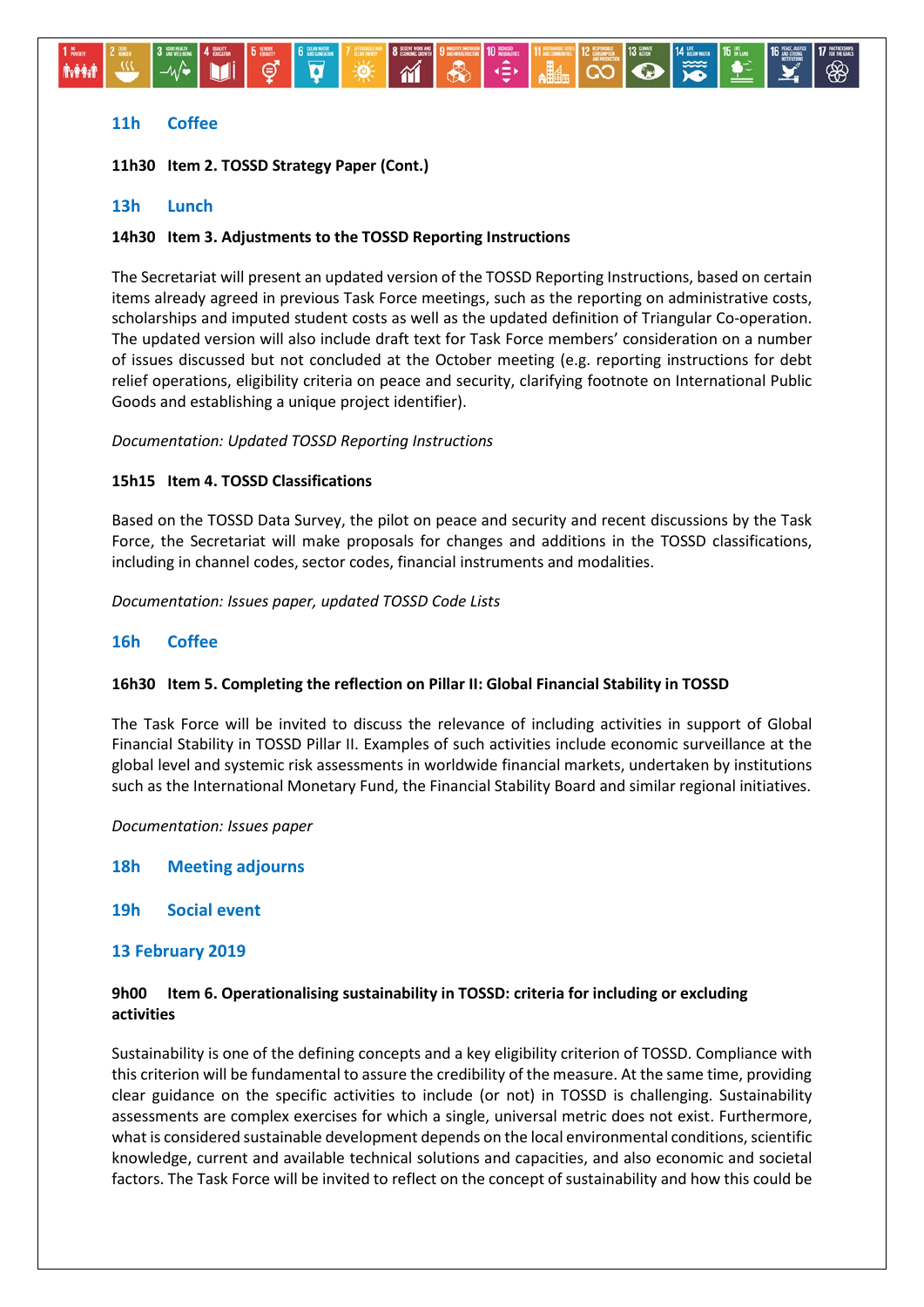**11h Coffee**

**11h30 Item 2. TOSSD Strategy Paper (Cont.)**

**13h Lunch**

**14h30 Item 3. Adjustments to the TOSSD Reporting Instructions**

The Secretariat will present an updated version of the TOSSD Reporting Instructions, based on certain items already agreed in previous Task Force meetings, such as the reporting on administrative costs, scholarships and imputed student costs as well as the updated definition of Triangular Co-operation. The updated version will also include draft text for Task Force members' consideration on a number of issues discussed but not concluded at the October meeting (e.g. reporting instructions for debt relief operations, eligibility criteria on peace and security, clarifying footnote on International Public Goods and establishing a unique project identifier).

*Documentation: Updated TOSSD Reporting Instructions*

**15h15 Item 4. TOSSD Classifications**

Based on the TOSSD Data Survey, the pilot on peace and security and recent discussions by the Task Force, the Secretariat will make proposals for changes and additions in the TOSSD classifications, including in channel codes, sector codes, financial instruments and modalities.

*Documentation: Issues paper, updated TOSSD Code Lists*

**16h Coffee**

**16h30 Item 5. Completing the reflection on Pillar II: Global Financial Stability in TOSSD**

The Task Force will be invited to discuss the relevance of including activities in support of Global Financial Stability in TOSSD Pillar II. Examples of such activities include economic surveillance at the global level and systemic risk assessments in worldwide financial markets, undertaken by institutions such as the International Monetary Fund, the Financial Stability Board and similar regional initiatives.

*Documentation: Issues paper*

**18h Meeting adjourns**

**19h Social event**

## 13 February 2019

**9h00 Item 6. Operationalising sustainability in TOSSD: criteria for including or excluding activities**

Sustainability is one of the defining concepts and a key eligibility criterion of TOSSD. Compliance with this criterion will be fundamental to assure the credibility of the measure. At the same time, providing clear guidance on the specific activities to include (or not) in TOSSD is challenging. Sustainability assessments are complex exercises for which a single, universal metric does not exist. Furthermore, what is considered sustainable development depends on the local environmental conditions, scientific knowledge, current and available technical solutions and capacities, and also economic and societal factors. The Task Force will be invited to reflect on the concept of sustainability and how this could be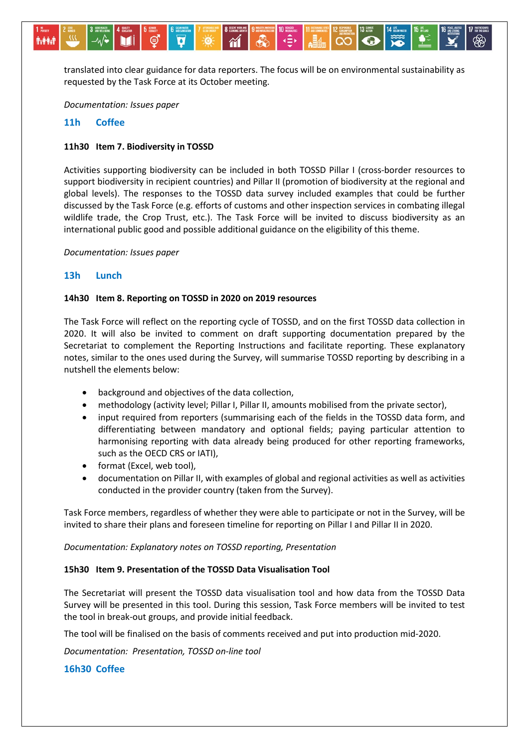translated into clear guidance for data reporters. The focus will be on environmental sustainability as requested by the Task Force at its October meeting.

*Documentation: Issues paper*

**11h Coffee**

**11h30 Item 7. Biodiversity in TOSSD**

Activities supporting biodiversity can be included in both TOSSD Pillar I (cross-border resources to support biodiversity in recipient countries) and Pillar II (promotion of biodiversity at the regional and global levels). The responses to the TOSSD data survey included examples that could be further discussed by the Task Force (e.g. efforts of customs and other inspection services in combating illegal wildlife trade, the Crop Trust, etc.). The Task Force will be invited to discuss biodiversity as an international public good and possible additional guidance on the eligibility of this theme.

*Documentation: Issues paper*

**13h Lunch**

**14h30 Item 8. Reporting on TOSSD in 2020 on 2019 resources**

The Task Force will reflect on the reporting cycle of TOSSD, and on the first TOSSD data collection in 2020. It will also be invited to comment on draft supporting documentation prepared by the Secretariat to complement the Reporting Instructions and facilitate reporting. These explanatory notes, similar to the ones used during the Survey, will summarise TOSSD reporting by describing in a nutshell the elements below:

- background and objectives of the data collection,
- methodology (activity level; Pillar I, Pillar II, amounts mobilised from the private sector),
- input required from reporters (summarising each of the fields in the TOSSD data form, and differentiating between mandatory and optional fields; paying particular attention to harmonising reporting with data already being produced for other reporting frameworks, such as the OECD CRS or IATI),
- format (Excel, web tool),
- documentation on Pillar II, with examples of global and regional activities as well as activities conducted in the provider country (taken from the Survey).

Task Force members, regardless of whether they were able to participate or not in the Survey, will be invited to share their plans and foreseen timeline for reporting on Pillar I and Pillar II in 2020.

*Documentation: Explanatory notes on TOSSD reporting, Presentation*

**15h30 Item 9. Presentation of the TOSSD Data Visualisation Tool**

The Secretariat will present the TOSSD data visualisation tool and how data from the TOSSD Data Survey will be presented in this tool. During this session, Task Force members will be invited to test the tool in break-out groups, and provide initial feedback.

The tool will be finalised on the basis of comments received and put into production mid-2020.

*Documentation: Presentation, TOSSD on-line tool*

**16h30 Coffee**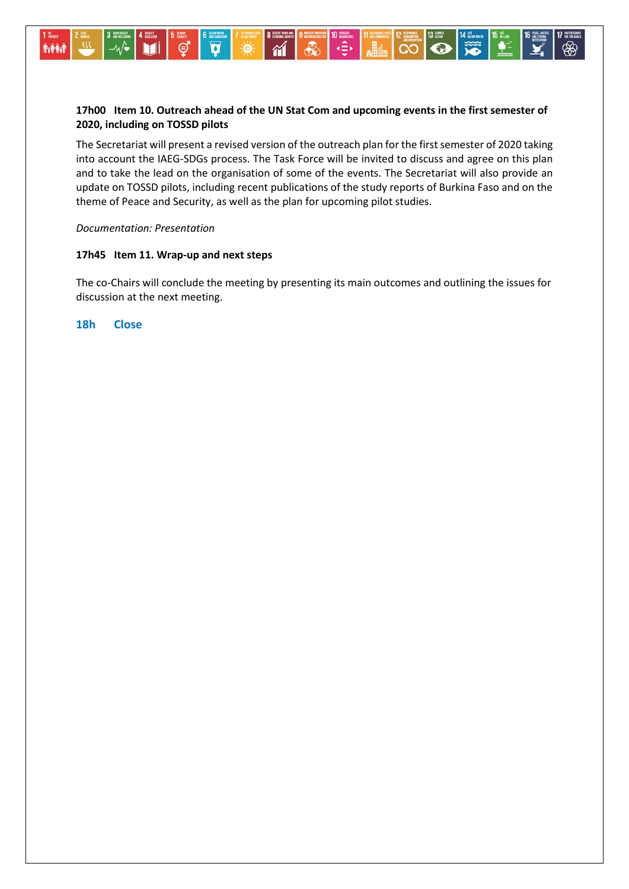**17h00 Item 10. Outreach ahead of the UN Stat Com and upcoming events in the first semester of 2020, including on TOSSD pilots**

The Secretariat will present a revised version of the outreach plan for the first semester of 2020 taking into account the IAEG-SDGs process. The Task Force will be invited to discuss and agree on this plan and to take the lead on the organisation of some of the events. The Secretariat will also provide an update on TOSSD pilots, including recent publications of the study reports of Burkina Faso and on the theme of Peace and Security, as well as the plan for upcoming pilot studies.

*Documentation: Presentation*

**17h45 Item 11. Wrap-up and next steps**

The co-Chairs will conclude the meeting by presenting its main outcomes and outlining the issues for discussion at the next meeting.

**18h Close**